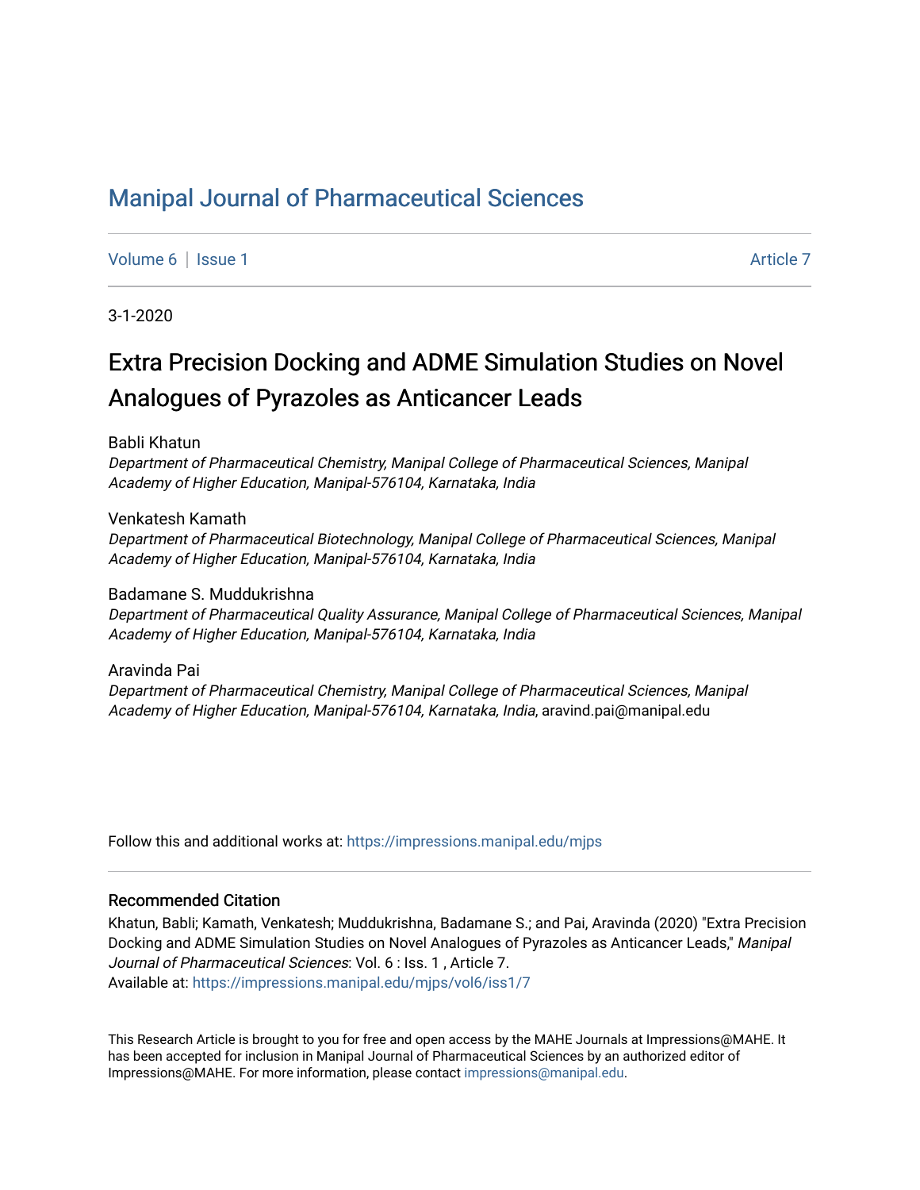# Manipal Journal of Pharmaceutical Sciences

Volume 6 | Issue 1 Article 7

3-1-2020

## Extra Precision Docking and ADME Simulation Studies on Novel Analogues of Pyrazoles as Anticancer Leads

Babli Khatun
*Department of Pharmaceutical Chemistry, Manipal College of Pharmaceutical Sciences, Manipal Academy of Higher Education, Manipal-576104, Karnataka, India*

Venkatesh Kamath
*Department of Pharmaceutical Biotechnology, Manipal College of Pharmaceutical Sciences, Manipal Academy of Higher Education, Manipal-576104, Karnataka, India*

Badamane S. Muddukrishna
*Department of Pharmaceutical Quality Assurance, Manipal College of Pharmaceutical Sciences, Manipal Academy of Higher Education, Manipal-576104, Karnataka, India*

Aravinda Pai
*Department of Pharmaceutical Chemistry, Manipal College of Pharmaceutical Sciences, Manipal Academy of Higher Education, Manipal-576104, Karnataka, India*, aravind.pai@manipal.edu

Follow this and additional works at: https://impressions.manipal.edu/mjps

### Recommended Citation

Khatun, Babli; Kamath, Venkatesh; Muddukrishna, Badamane S.; and Pai, Aravinda (2020) "Extra Precision Docking and ADME Simulation Studies on Novel Analogues of Pyrazoles as Anticancer Leads," *Manipal Journal of Pharmaceutical Sciences*: Vol. 6 : Iss. 1 , Article 7.
Available at: https://impressions.manipal.edu/mjps/vol6/iss1/7

This Research Article is brought to you for free and open access by the MAHE Journals at Impressions@MAHE. It has been accepted for inclusion in Manipal Journal of Pharmaceutical Sciences by an authorized editor of Impressions@MAHE. For more information, please contact impressions@manipal.edu.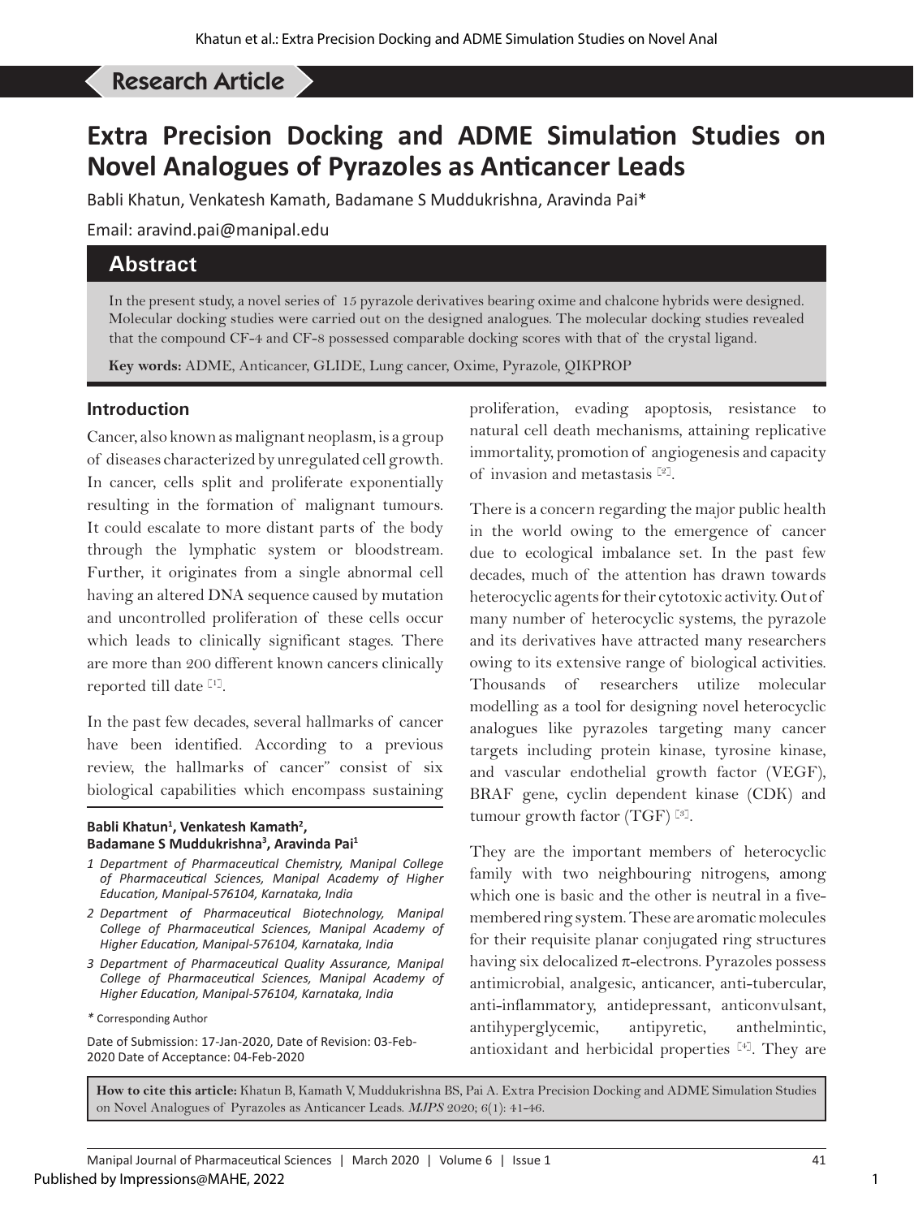Research Article

# Extra Precision Docking and ADME Simulation Studies on Novel Analogues of Pyrazoles as Anticancer Leads

Babli Khatun, Venkatesh Kamath, Badamane S Muddukrishna, Aravinda Pai*

Email: aravind.pai@manipal.edu

## Abstract

In the present study, a novel series of 15 pyrazole derivatives bearing oxime and chalcone hybrids were designed. Molecular docking studies were carried out on the designed analogues. The molecular docking studies revealed that the compound CF-4 and CF-8 possessed comparable docking scores with that of the crystal ligand.

**Key words:** ADME, Anticancer, GLIDE, Lung cancer, Oxime, Pyrazole, QIKPROP

## Introduction

Cancer, also known as malignant neoplasm, is a group of diseases characterized by unregulated cell growth. In cancer, cells split and proliferate exponentially resulting in the formation of malignant tumours. It could escalate to more distant parts of the body through the lymphatic system or bloodstream. Further, it originates from a single abnormal cell having an altered DNA sequence caused by mutation and uncontrolled proliferation of these cells occur which leads to clinically significant stages. There are more than 200 different known cancers clinically reported till date [1].

In the past few decades, several hallmarks of cancer have been identified. According to a previous review, the hallmarks of cancer" consist of six biological capabilities which encompass sustaining proliferation, evading apoptosis, resistance to natural cell death mechanisms, attaining replicative immortality, promotion of angiogenesis and capacity of invasion and metastasis [2].

There is a concern regarding the major public health in the world owing to the emergence of cancer due to ecological imbalance set. In the past few decades, much of the attention has drawn towards heterocyclic agents for their cytotoxic activity. Out of many number of heterocyclic systems, the pyrazole and its derivatives have attracted many researchers owing to its extensive range of biological activities. Thousands of researchers utilize molecular modelling as a tool for designing novel heterocyclic analogues like pyrazoles targeting many cancer targets including protein kinase, tyrosine kinase, and vascular endothelial growth factor (VEGF), BRAF gene, cyclin dependent kinase (CDK) and tumour growth factor (TGF) [3].

They are the important members of heterocyclic family with two neighbouring nitrogens, among which one is basic and the other is neutral in a five-membered ring system. These are aromatic molecules for their requisite planar conjugated ring structures having six delocalized π-electrons. Pyrazoles possess antimicrobial, analgesic, anticancer, anti-tubercular, anti-inflammatory, antidepressant, anticonvulsant, antihyperglycemic, antipyretic, anthelmintic, antioxidant and herbicidal properties [4]. They are

**Babli Khatun[1], Venkatesh Kamath[2], Badamane S Muddukrishna[3], Aravinda Pai[1]**

*1 Department of Pharmaceutical Chemistry, Manipal College of Pharmaceutical Sciences, Manipal Academy of Higher Education, Manipal-576104, Karnataka, India*

*2 Department of Pharmaceutical Biotechnology, Manipal College of Pharmaceutical Sciences, Manipal Academy of Higher Education, Manipal-576104, Karnataka, India*

*3 Department of Pharmaceutical Quality Assurance, Manipal College of Pharmaceutical Sciences, Manipal Academy of Higher Education, Manipal-576104, Karnataka, India*

\* Corresponding Author

Date of Submission: 17-Jan-2020, Date of Revision: 03-Feb-2020 Date of Acceptance: 04-Feb-2020

**How to cite this article:** Khatun B, Kamath V, Muddukrishna BS, Pai A. Extra Precision Docking and ADME Simulation Studies on Novel Analogues of Pyrazoles as Anticancer Leads. *MJPS* 2020; 6(1): 41-46.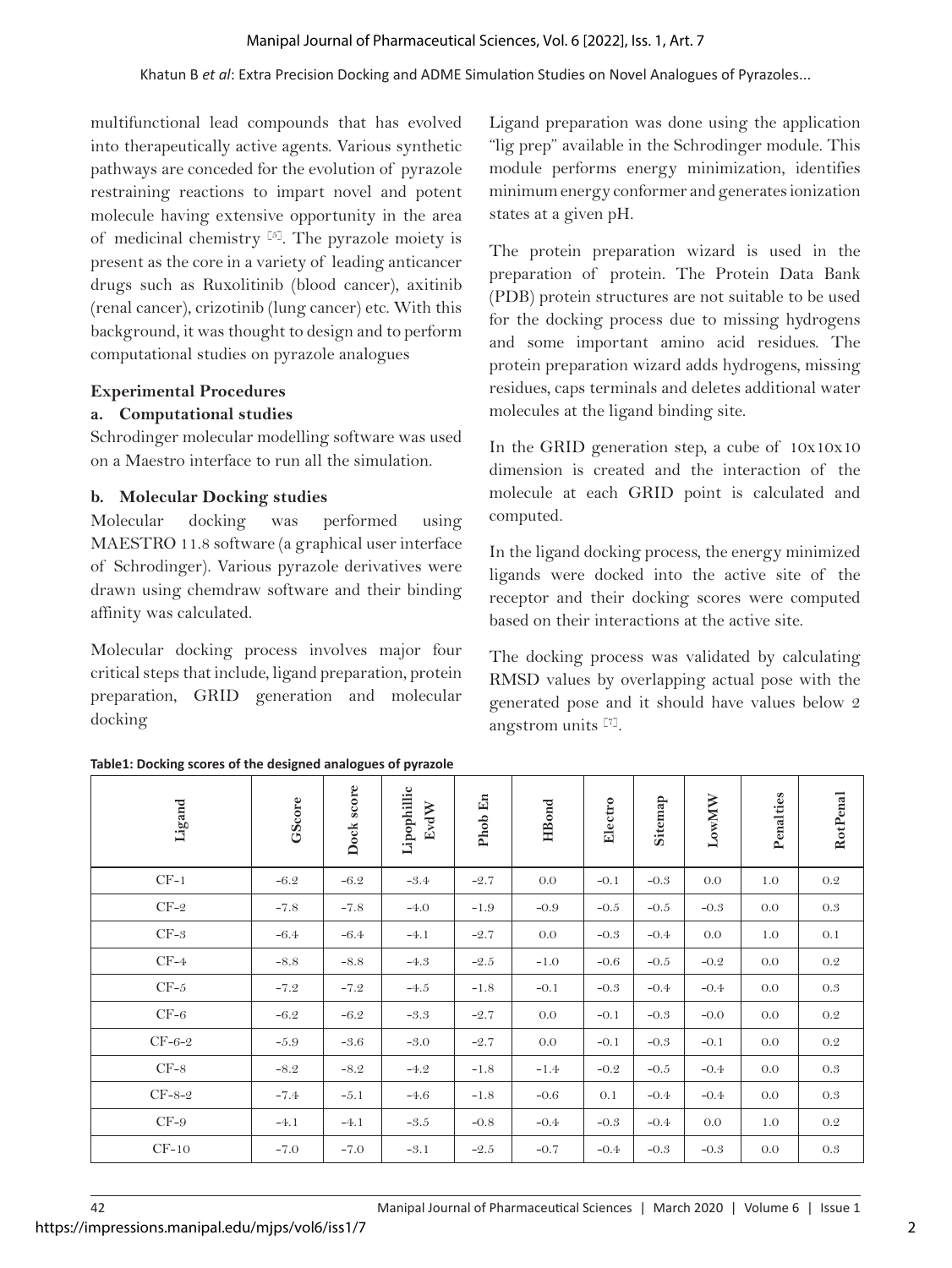multifunctional lead compounds that has evolved into therapeutically active agents. Various synthetic pathways are conceded for the evolution of pyrazole restraining reactions to impart novel and potent molecule having extensive opportunity in the area of medicinal chemistry [6]. The pyrazole moiety is present as the core in a variety of leading anticancer drugs such as Ruxolitinib (blood cancer), axitinib (renal cancer), crizotinib (lung cancer) etc. With this background, it was thought to design and to perform computational studies on pyrazole analogues

## Experimental Procedures

### a. Computational studies

Schrodinger molecular modelling software was used on a Maestro interface to run all the simulation.

### b. Molecular Docking studies

Molecular docking was performed using MAESTRO 11.8 software (a graphical user interface of Schrodinger). Various pyrazole derivatives were drawn using chemdraw software and their binding affinity was calculated.

Molecular docking process involves major four critical steps that include, ligand preparation, protein preparation, GRID generation and molecular docking

Ligand preparation was done using the application "lig prep" available in the Schrodinger module. This module performs energy minimization, identifies minimum energy conformer and generates ionization states at a given pH.

The protein preparation wizard is used in the preparation of protein. The Protein Data Bank (PDB) protein structures are not suitable to be used for the docking process due to missing hydrogens and some important amino acid residues. The protein preparation wizard adds hydrogens, missing residues, caps terminals and deletes additional water molecules at the ligand binding site.

In the GRID generation step, a cube of 10x10x10 dimension is created and the interaction of the molecule at each GRID point is calculated and computed.

In the ligand docking process, the energy minimized ligands were docked into the active site of the receptor and their docking scores were computed based on their interactions at the active site.

The docking process was validated by calculating RMSD values by overlapping actual pose with the generated pose and it should have values below 2 angstrom units [7].

**Table1: Docking scores of the designed analogues of pyrazole**

| Ligand | GScore | Dock score | Lipophillic EvdW | Phob En | HBond | Electro | Sitemap | LowMW | Penalties | RotPenal |
|---|---|---|---|---|---|---|---|---|---|---|
| CF-1 | -6.2 | -6.2 | -3.4 | -2.7 | 0.0 | -0.1 | -0.3 | 0.0 | 1.0 | 0.2 |
| CF-2 | -7.8 | -7.8 | -4.0 | -1.9 | -0.9 | -0.5 | -0.5 | -0.3 | 0.0 | 0.3 |
| CF-3 | -6.4 | -6.4 | -4.1 | -2.7 | 0.0 | -0.3 | -0.4 | 0.0 | 1.0 | 0.1 |
| CF-4 | -8.8 | -8.8 | -4.3 | -2.5 | -1.0 | -0.6 | -0.5 | -0.2 | 0.0 | 0.2 |
| CF-5 | -7.2 | -7.2 | -4.5 | -1.8 | -0.1 | -0.3 | -0.4 | -0.4 | 0.0 | 0.3 |
| CF-6 | -6.2 | -6.2 | -3.3 | -2.7 | 0.0 | -0.1 | -0.3 | -0.0 | 0.0 | 0.2 |
| CF-6-2 | -5.9 | -3.6 | -3.0 | -2.7 | 0.0 | -0.1 | -0.3 | -0.1 | 0.0 | 0.2 |
| CF-8 | -8.2 | -8.2 | -4.2 | -1.8 | -1.4 | -0.2 | -0.5 | -0.4 | 0.0 | 0.3 |
| CF-8-2 | -7.4 | -5.1 | -4.6 | -1.8 | -0.6 | 0.1 | -0.4 | -0.4 | 0.0 | 0.3 |
| CF-9 | -4.1 | -4.1 | -3.5 | -0.8 | -0.4 | -0.3 | -0.4 | 0.0 | 1.0 | 0.2 |
| CF-10 | -7.0 | -7.0 | -3.1 | -2.5 | -0.7 | -0.4 | -0.3 | -0.3 | 0.0 | 0.3 |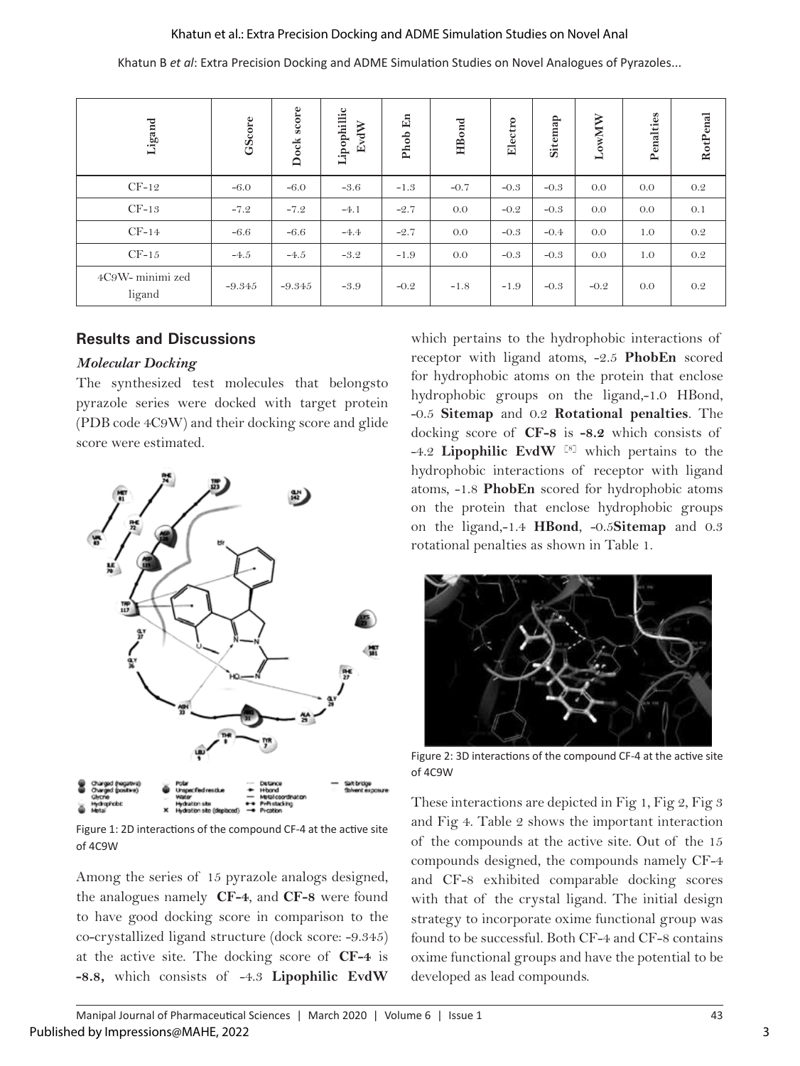| Ligand | GScore | Dock score | Lipophillic EvdW | Phob En | HBond | Electro | Sitemap | LowMW | Penalties | RotPenal |
|---|---|---|---|---|---|---|---|---|---|---|
| CF-12 | -6.0 | -6.0 | -3.6 | -1.3 | -0.7 | -0.3 | -0.3 | 0.0 | 0.0 | 0.2 |
| CF-13 | -7.2 | -7.2 | -4.1 | -2.7 | 0.0 | -0.2 | -0.3 | 0.0 | 0.0 | 0.1 |
| CF-14 | -6.6 | -6.6 | -4.4 | -2.7 | 0.0 | -0.3 | -0.4 | 0.0 | 1.0 | 0.2 |
| CF-15 | -4.5 | -4.5 | -3.2 | -1.9 | 0.0 | -0.3 | -0.3 | 0.0 | 1.0 | 0.2 |
| 4C9W- minimi zed ligand | -9.345 | -9.345 | -3.9 | -0.2 | -1.8 | -1.9 | -0.3 | -0.2 | 0.0 | 0.2 |

## Results and Discussions

### *Molecular Docking*

The synthesized test molecules that belongsto pyrazole series were docked with target protein (PDB code 4C9W) and their docking score and glide score were estimated.

Figure 1: 2D interactions of the compound CF-4 at the active site of 4C9W

Among the series of 15 pyrazole analogs designed, the analogues namely **CF-4**, and **CF-8** were found to have good docking score in comparison to the co-crystallized ligand structure (dock score: -9.345) at the active site. The docking score of **CF-4** is **-8.8,** which consists of -4.3 **Lipophilic EvdW** which pertains to the hydrophobic interactions of receptor with ligand atoms, -2.5 **PhobEn** scored for hydrophobic atoms on the protein that enclose hydrophobic groups on the ligand,-1.0 HBond, -0.5 **Sitemap** and 0.2 **Rotational penalties**. The docking score of **CF-8** is **-8.2** which consists of -4.2 **Lipophilic EvdW** [8] which pertains to the hydrophobic interactions of receptor with ligand atoms, -1.8 **PhobEn** scored for hydrophobic atoms on the protein that enclose hydrophobic groups on the ligand,-1.4 **HBond**, -0.5**Sitemap** and 0.3 rotational penalties as shown in Table 1.

Figure 2: 3D interactions of the compound CF-4 at the active site of 4C9W

These interactions are depicted in Fig 1, Fig 2, Fig 3 and Fig 4. Table 2 shows the important interaction of the compounds at the active site. Out of the 15 compounds designed, the compounds namely CF-4 and CF-8 exhibited comparable docking scores with that of the crystal ligand. The initial design strategy to incorporate oxime functional group was found to be successful. Both CF-4 and CF-8 contains oxime functional groups and have the potential to be developed as lead compounds.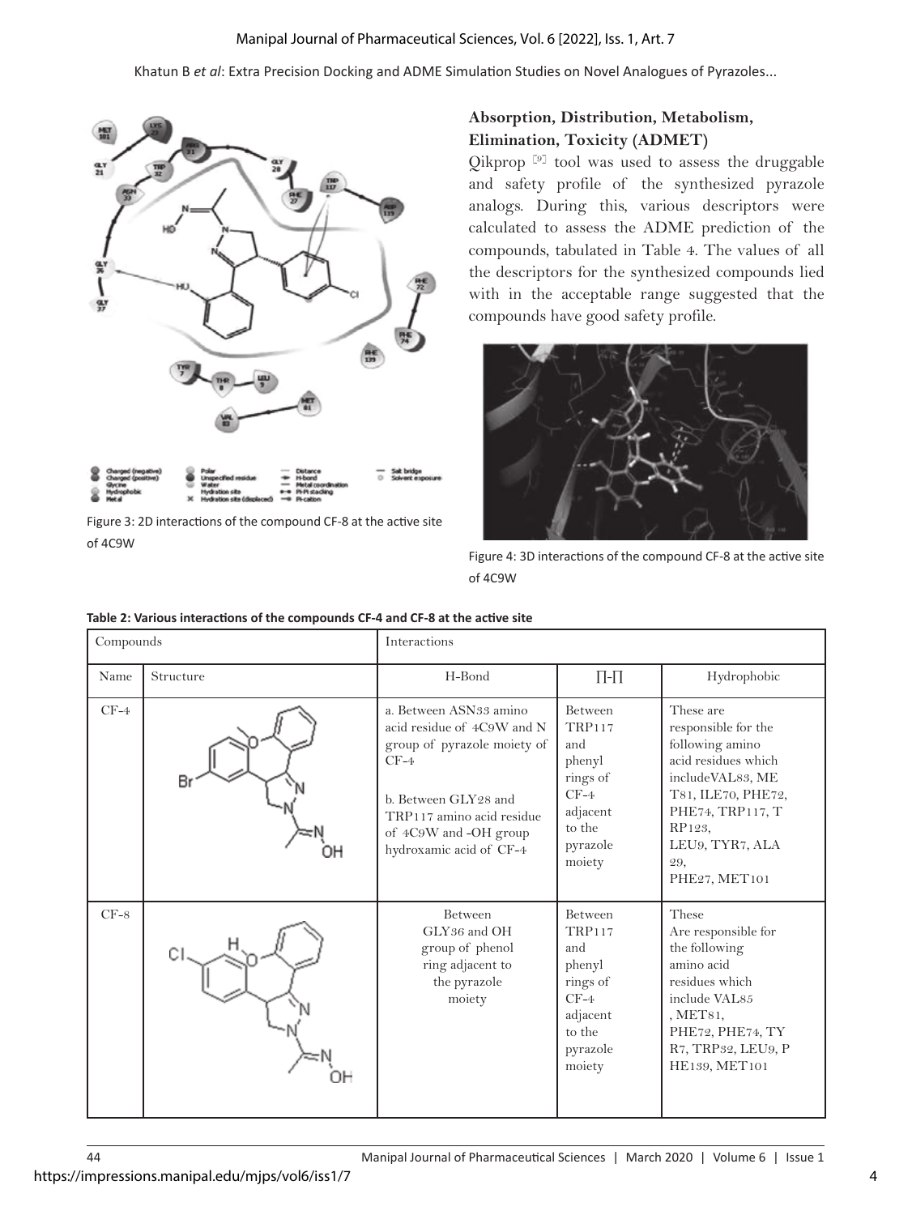Figure 3: 2D interactions of the compound CF-8 at the active site of 4C9W

## Absorption, Distribution, Metabolism, Elimination, Toxicity (ADMET)

Qikprop [9] tool was used to assess the druggable and safety profile of the synthesized pyrazole analogs. During this, various descriptors were calculated to assess the ADME prediction of the compounds, tabulated in Table 4. The values of all the descriptors for the synthesized compounds lied with in the acceptable range suggested that the compounds have good safety profile.

Figure 4: 3D interactions of the compound CF-8 at the active site of 4C9W

**Table 2: Various interactions of the compounds CF-4 and CF-8 at the active site**

| Compounds | | Interactions | | |
|---|---|---|---|---|
| Name | Structure | H-Bond | Π-Π | Hydrophobic |
| CF-4 | | a. Between ASN33 amino acid residue of 4C9W and N group of pyrazole moiety of CF-4<br>b. Between GLY28 and TRP117 amino acid residue of 4C9W and -OH group hydroxamic acid of CF-4 | Between TRP117 and phenyl rings of CF-4 adjacent to the pyrazole moiety | These are responsible for the following amino acid residues which includeVAL83, MET81, ILE70, PHE72, PHE74, TRP117, TRP123, LEU9, TYR7, ALA 29, PHE27, MET101 |
| CF-8 | | Between GLY36 and OH group of phenol ring adjacent to the pyrazole moiety | Between TRP117 and phenyl rings of CF-4 adjacent to the pyrazole moiety | These Are responsible for the following amino acid residues which include VAL85, MET81, PHE72, PHE74, TYR7, TRP32, LEU9, PHE139, MET101 |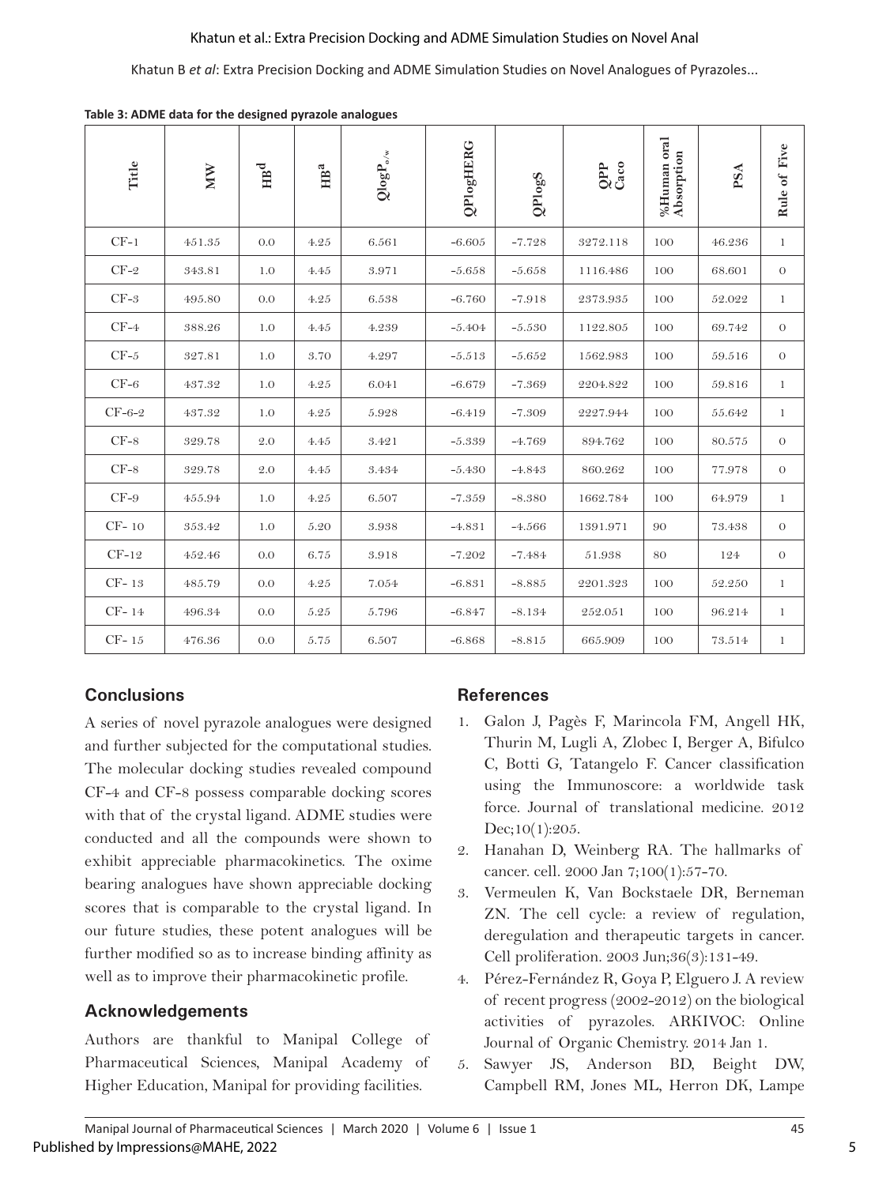**Table 3: ADME data for the designed pyrazole analogues**

| Title | MW | $HB^d$ | $HB^a$ | $QlogP_{o/w}$ | QPlogHERG | QPlogS | QPP Caco | %Human oral Absorption | PSA | Rule of Five |
|---|---|---|---|---|---|---|---|---|---|---|
| CF-1 | 451.35 | 0.0 | 4.25 | 6.561 | -6.605 | -7.728 | 3272.118 | 100 | 46.236 | 1 |
| CF-2 | 343.81 | 1.0 | 4.45 | 3.971 | -5.658 | -5.658 | 1116.486 | 100 | 68.601 | 0 |
| CF-3 | 495.80 | 0.0 | 4.25 | 6.538 | -6.760 | -7.918 | 2373.935 | 100 | 52.022 | 1 |
| CF-4 | 388.26 | 1.0 | 4.45 | 4.239 | -5.404 | -5.530 | 1122.805 | 100 | 69.742 | 0 |
| CF-5 | 327.81 | 1.0 | 3.70 | 4.297 | -5.513 | -5.652 | 1562.983 | 100 | 59.516 | 0 |
| CF-6 | 437.32 | 1.0 | 4.25 | 6.041 | -6.679 | -7.369 | 2204.822 | 100 | 59.816 | 1 |
| CF-6-2 | 437.32 | 1.0 | 4.25 | 5.928 | -6.419 | -7.309 | 2227.944 | 100 | 55.642 | 1 |
| CF-8 | 329.78 | 2.0 | 4.45 | 3.421 | -5.339 | -4.769 | 894.762 | 100 | 80.575 | 0 |
| CF-8 | 329.78 | 2.0 | 4.45 | 3.434 | -5.430 | -4.843 | 860.262 | 100 | 77.978 | 0 |
| CF-9 | 455.94 | 1.0 | 4.25 | 6.507 | -7.359 | -8.380 | 1662.784 | 100 | 64.979 | 1 |
| CF- 10 | 353.42 | 1.0 | 5.20 | 3.938 | -4.831 | -4.566 | 1391.971 | 90 | 73.438 | 0 |
| CF-12 | 452.46 | 0.0 | 6.75 | 3.918 | -7.202 | -7.484 | 51.938 | 80 | 124 | 0 |
| CF- 13 | 485.79 | 0.0 | 4.25 | 7.054 | -6.831 | -8.885 | 2201.323 | 100 | 52.250 | 1 |
| CF- 14 | 496.34 | 0.0 | 5.25 | 5.796 | -6.847 | -8.134 | 252.051 | 100 | 96.214 | 1 |
| CF- 15 | 476.36 | 0.0 | 5.75 | 6.507 | -6.868 | -8.815 | 665.909 | 100 | 73.514 | 1 |

## Conclusions

A series of novel pyrazole analogues were designed and further subjected for the computational studies. The molecular docking studies revealed compound CF-4 and CF-8 possess comparable docking scores with that of the crystal ligand. ADME studies were conducted and all the compounds were shown to exhibit appreciable pharmacokinetics. The oxime bearing analogues have shown appreciable docking scores that is comparable to the crystal ligand. In our future studies, these potent analogues will be further modified so as to increase binding affinity as well as to improve their pharmacokinetic profile.

## Acknowledgements

Authors are thankful to Manipal College of Pharmaceutical Sciences, Manipal Academy of Higher Education, Manipal for providing facilities.

## References

1. Galon J, Pagès F, Marincola FM, Angell HK, Thurin M, Lugli A, Zlobec I, Berger A, Bifulco C, Botti G, Tatangelo F. Cancer classification using the Immunoscore: a worldwide task force. Journal of translational medicine. 2012 Dec;10(1):205.
2. Hanahan D, Weinberg RA. The hallmarks of cancer. cell. 2000 Jan 7;100(1):57-70.
3. Vermeulen K, Van Bockstaele DR, Berneman ZN. The cell cycle: a review of regulation, deregulation and therapeutic targets in cancer. Cell proliferation. 2003 Jun;36(3):131-49.
4. Pérez-Fernández R, Goya P, Elguero J. A review of recent progress (2002-2012) on the biological activities of pyrazoles. ARKIVOC: Online Journal of Organic Chemistry. 2014 Jan 1.
5. Sawyer JS, Anderson BD, Beight DW, Campbell RM, Jones ML, Herron DK, Lampe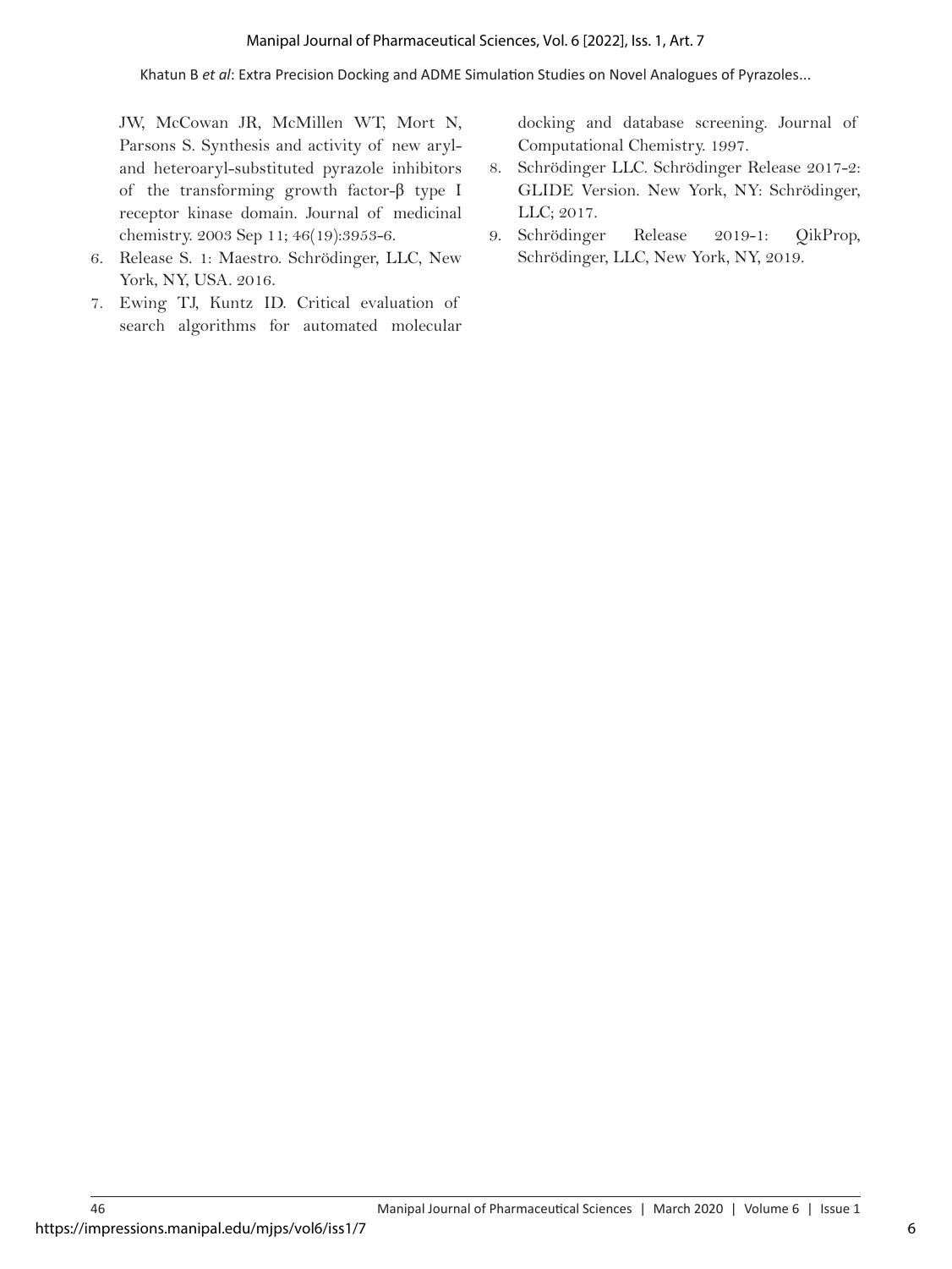JW, McCowan JR, McMillen WT, Mort N, Parsons S. Synthesis and activity of new aryl- and heteroaryl-substituted pyrazole inhibitors of the transforming growth factor-β type I receptor kinase domain. Journal of medicinal chemistry. 2003 Sep 11; 46(19):3953-6.

6. Release S. 1: Maestro. Schrödinger, LLC, New York, NY, USA. 2016.
7. Ewing TJ, Kuntz ID. Critical evaluation of search algorithms for automated molecular docking and database screening. Journal of Computational Chemistry. 1997.
8. Schrödinger LLC. Schrödinger Release 2017-2: GLIDE Version. New York, NY: Schrödinger, LLC; 2017.
9. Schrödinger Release 2019-1: QikProp, Schrödinger, LLC, New York, NY, 2019.